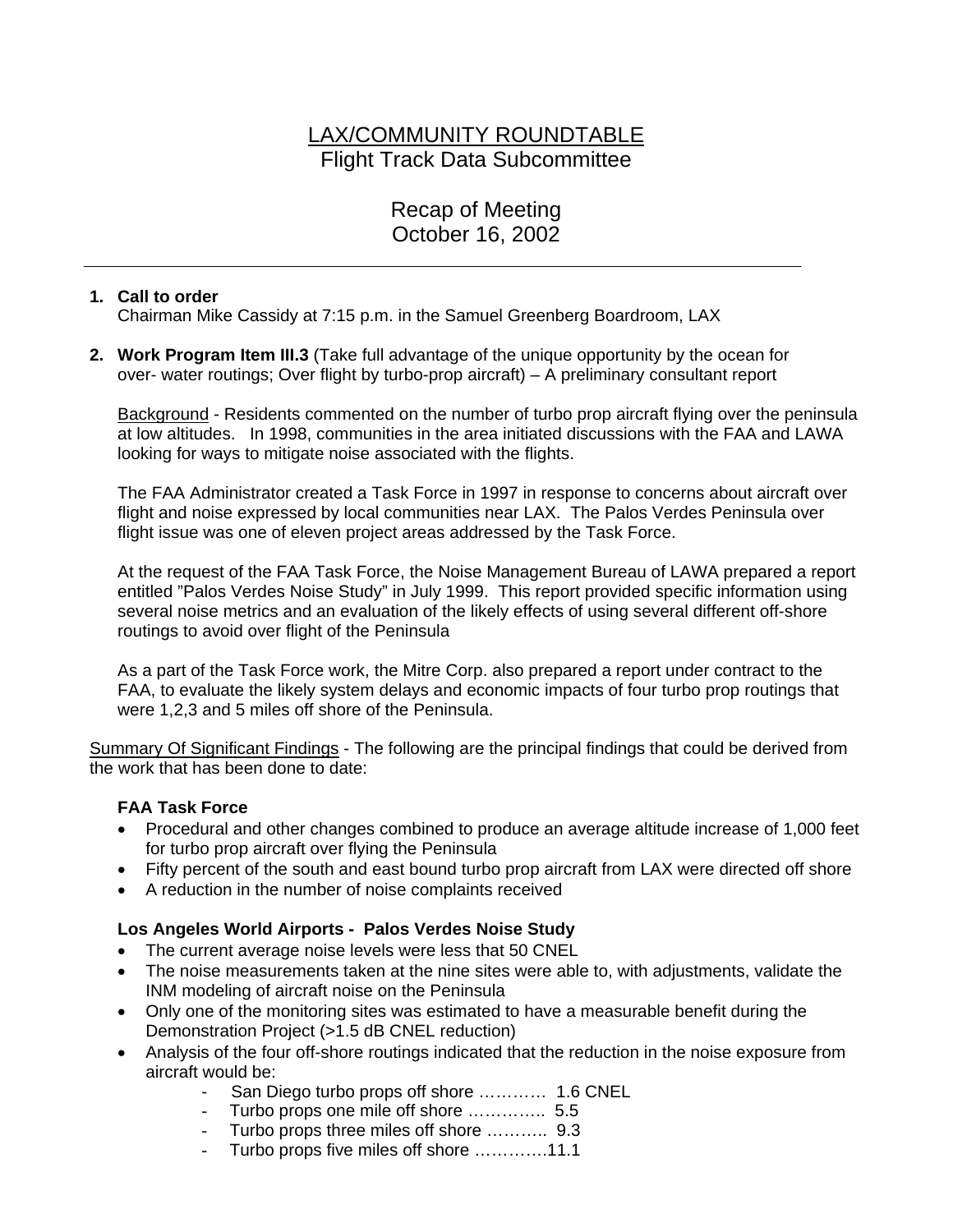# LAX/COMMUNITY ROUNDTABLE

## Flight Track Data Subcommittee

## Recap of Meeting
## October 16, 2002

---

1. **Call to order**
   Chairman Mike Cassidy at 7:15 p.m. in the Samuel Greenberg Boardroom, LAX

2. **Work Program Item III.3** (Take full advantage of the unique opportunity by the ocean for over- water routings; Over flight by turbo-prop aircraft) – A preliminary consultant report

   Background - Residents commented on the number of turbo prop aircraft flying over the peninsula at low altitudes. In 1998, communities in the area initiated discussions with the FAA and LAWA looking for ways to mitigate noise associated with the flights.

   The FAA Administrator created a Task Force in 1997 in response to concerns about aircraft over flight and noise expressed by local communities near LAX. The Palos Verdes Peninsula over flight issue was one of eleven project areas addressed by the Task Force.

   At the request of the FAA Task Force, the Noise Management Bureau of LAWA prepared a report entitled "Palos Verdes Noise Study" in July 1999. This report provided specific information using several noise metrics and an evaluation of the likely effects of using several different off-shore routings to avoid over flight of the Peninsula

   As a part of the Task Force work, the Mitre Corp. also prepared a report under contract to the FAA, to evaluate the likely system delays and economic impacts of four turbo prop routings that were 1,2,3 and 5 miles off shore of the Peninsula.

Summary Of Significant Findings - The following are the principal findings that could be derived from the work that has been done to date:

**FAA Task Force**

- Procedural and other changes combined to produce an average altitude increase of 1,000 feet for turbo prop aircraft over flying the Peninsula
- Fifty percent of the south and east bound turbo prop aircraft from LAX were directed off shore
- A reduction in the number of noise complaints received

**Los Angeles World Airports - Palos Verdes Noise Study**

- The current average noise levels were less that 50 CNEL
- The noise measurements taken at the nine sites were able to, with adjustments, validate the INM modeling of aircraft noise on the Peninsula
- Only one of the monitoring sites was estimated to have a measurable benefit during the Demonstration Project (>1.5 dB CNEL reduction)
- Analysis of the four off-shore routings indicated that the reduction in the noise exposure from aircraft would be:
  - San Diego turbo props off shore ………… 1.6 CNEL
  - Turbo props one mile off shore ………….. 5.5
  - Turbo props three miles off shore ……….. 9.3
  - Turbo props five miles off shore ………….11.1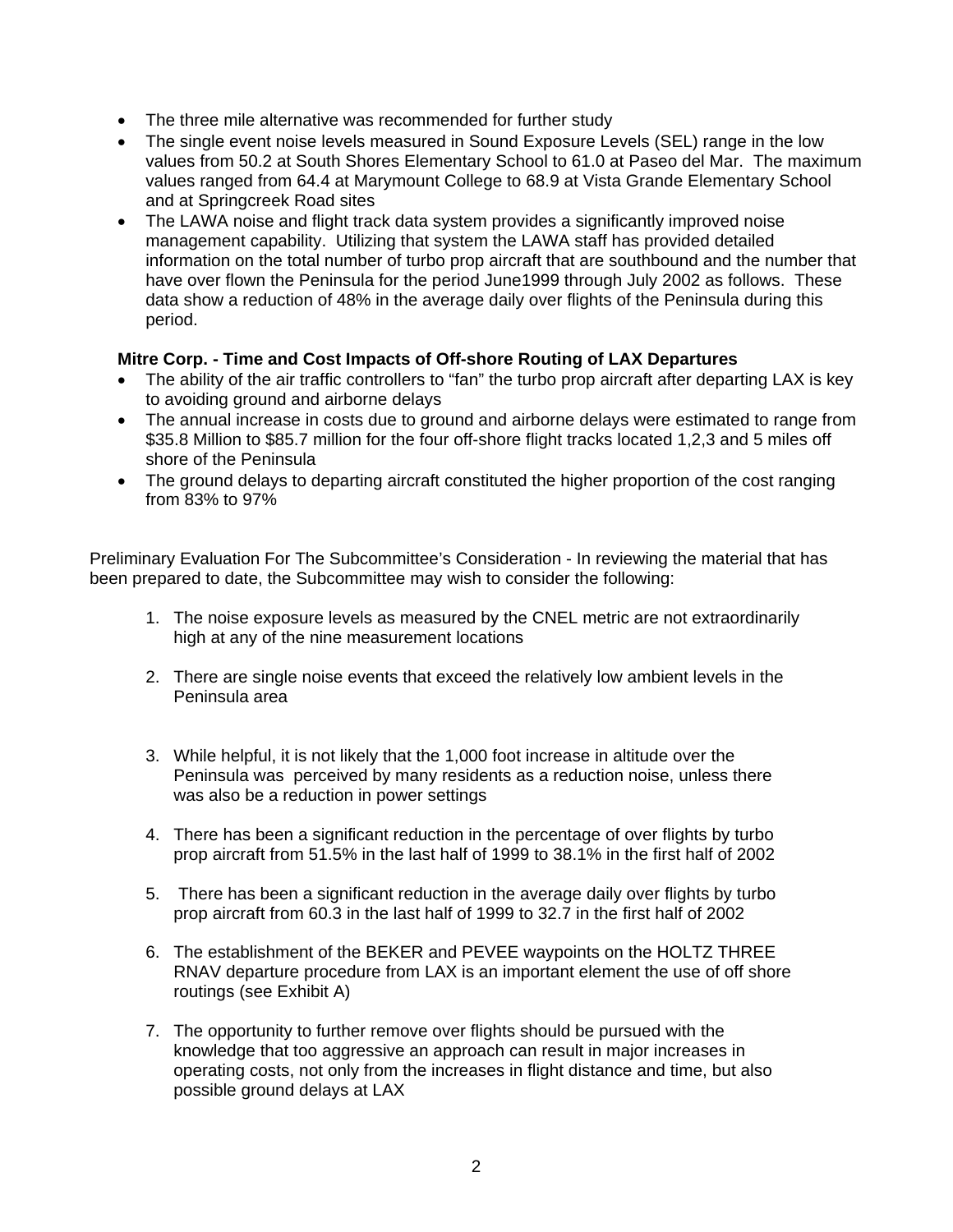- The three mile alternative was recommended for further study
- The single event noise levels measured in Sound Exposure Levels (SEL) range in the low values from 50.2 at South Shores Elementary School to 61.0 at Paseo del Mar. The maximum values ranged from 64.4 at Marymount College to 68.9 at Vista Grande Elementary School and at Springcreek Road sites
- The LAWA noise and flight track data system provides a significantly improved noise management capability. Utilizing that system the LAWA staff has provided detailed information on the total number of turbo prop aircraft that are southbound and the number that have over flown the Peninsula for the period June1999 through July 2002 as follows. These data show a reduction of 48% in the average daily over flights of the Peninsula during this period.

**Mitre Corp. - Time and Cost Impacts of Off-shore Routing of LAX Departures**

- The ability of the air traffic controllers to "fan" the turbo prop aircraft after departing LAX is key to avoiding ground and airborne delays
- The annual increase in costs due to ground and airborne delays were estimated to range from $35.8 Million to $85.7 million for the four off-shore flight tracks located 1,2,3 and 5 miles off shore of the Peninsula
- The ground delays to departing aircraft constituted the higher proportion of the cost ranging from 83% to 97%

Preliminary Evaluation For The Subcommittee's Consideration - In reviewing the material that has been prepared to date, the Subcommittee may wish to consider the following:

1. The noise exposure levels as measured by the CNEL metric are not extraordinarily high at any of the nine measurement locations
2. There are single noise events that exceed the relatively low ambient levels in the Peninsula area
3. While helpful, it is not likely that the 1,000 foot increase in altitude over the Peninsula was perceived by many residents as a reduction noise, unless there was also be a reduction in power settings
4. There has been a significant reduction in the percentage of over flights by turbo prop aircraft from 51.5% in the last half of 1999 to 38.1% in the first half of 2002
5. There has been a significant reduction in the average daily over flights by turbo prop aircraft from 60.3 in the last half of 1999 to 32.7 in the first half of 2002
6. The establishment of the BEKER and PEVEE waypoints on the HOLTZ THREE RNAV departure procedure from LAX is an important element the use of off shore routings (see Exhibit A)
7. The opportunity to further remove over flights should be pursued with the knowledge that too aggressive an approach can result in major increases in operating costs, not only from the increases in flight distance and time, but also possible ground delays at LAX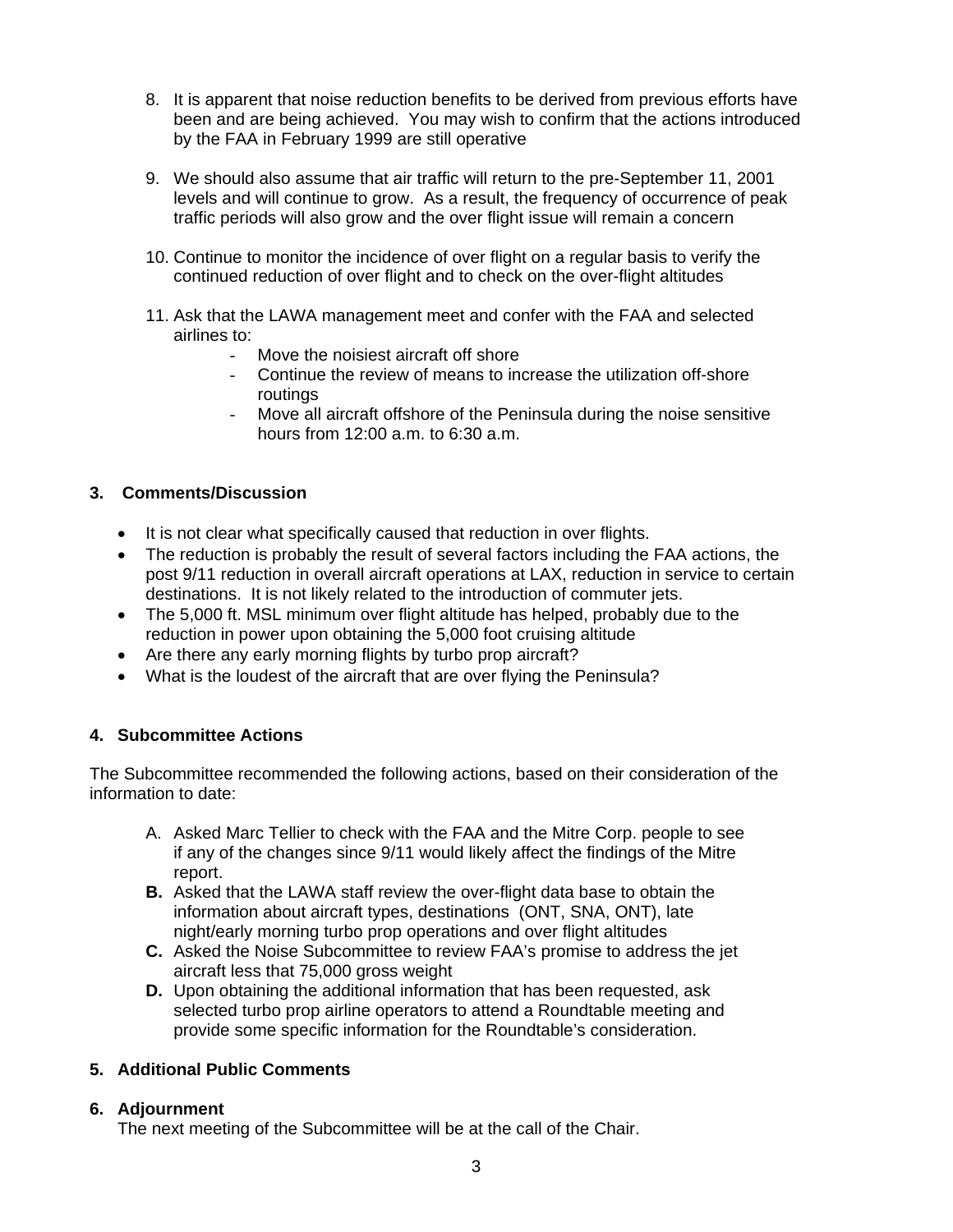8. It is apparent that noise reduction benefits to be derived from previous efforts have been and are being achieved. You may wish to confirm that the actions introduced by the FAA in February 1999 are still operative

9. We should also assume that air traffic will return to the pre-September 11, 2001 levels and will continue to grow. As a result, the frequency of occurrence of peak traffic periods will also grow and the over flight issue will remain a concern

10. Continue to monitor the incidence of over flight on a regular basis to verify the continued reduction of over flight and to check on the over-flight altitudes

11. Ask that the LAWA management meet and confer with the FAA and selected airlines to:
    - Move the noisiest aircraft off shore
    - Continue the review of means to increase the utilization off-shore routings
    - Move all aircraft offshore of the Peninsula during the noise sensitive hours from 12:00 a.m. to 6:30 a.m.

### 3. Comments/Discussion

- It is not clear what specifically caused that reduction in over flights.
- The reduction is probably the result of several factors including the FAA actions, the post 9/11 reduction in overall aircraft operations at LAX, reduction in service to certain destinations. It is not likely related to the introduction of commuter jets.
- The 5,000 ft. MSL minimum over flight altitude has helped, probably due to the reduction in power upon obtaining the 5,000 foot cruising altitude
- Are there any early morning flights by turbo prop aircraft?
- What is the loudest of the aircraft that are over flying the Peninsula?

### 4. Subcommittee Actions

The Subcommittee recommended the following actions, based on their consideration of the information to date:

A. Asked Marc Tellier to check with the FAA and the Mitre Corp. people to see if any of the changes since 9/11 would likely affect the findings of the Mitre report.
**B.** Asked that the LAWA staff review the over-flight data base to obtain the information about aircraft types, destinations (ONT, SNA, ONT), late night/early morning turbo prop operations and over flight altitudes
**C.** Asked the Noise Subcommittee to review FAA's promise to address the jet aircraft less that 75,000 gross weight
**D.** Upon obtaining the additional information that has been requested, ask selected turbo prop airline operators to attend a Roundtable meeting and provide some specific information for the Roundtable's consideration.

### 5. Additional Public Comments

### 6. Adjournment

The next meeting of the Subcommittee will be at the call of the Chair.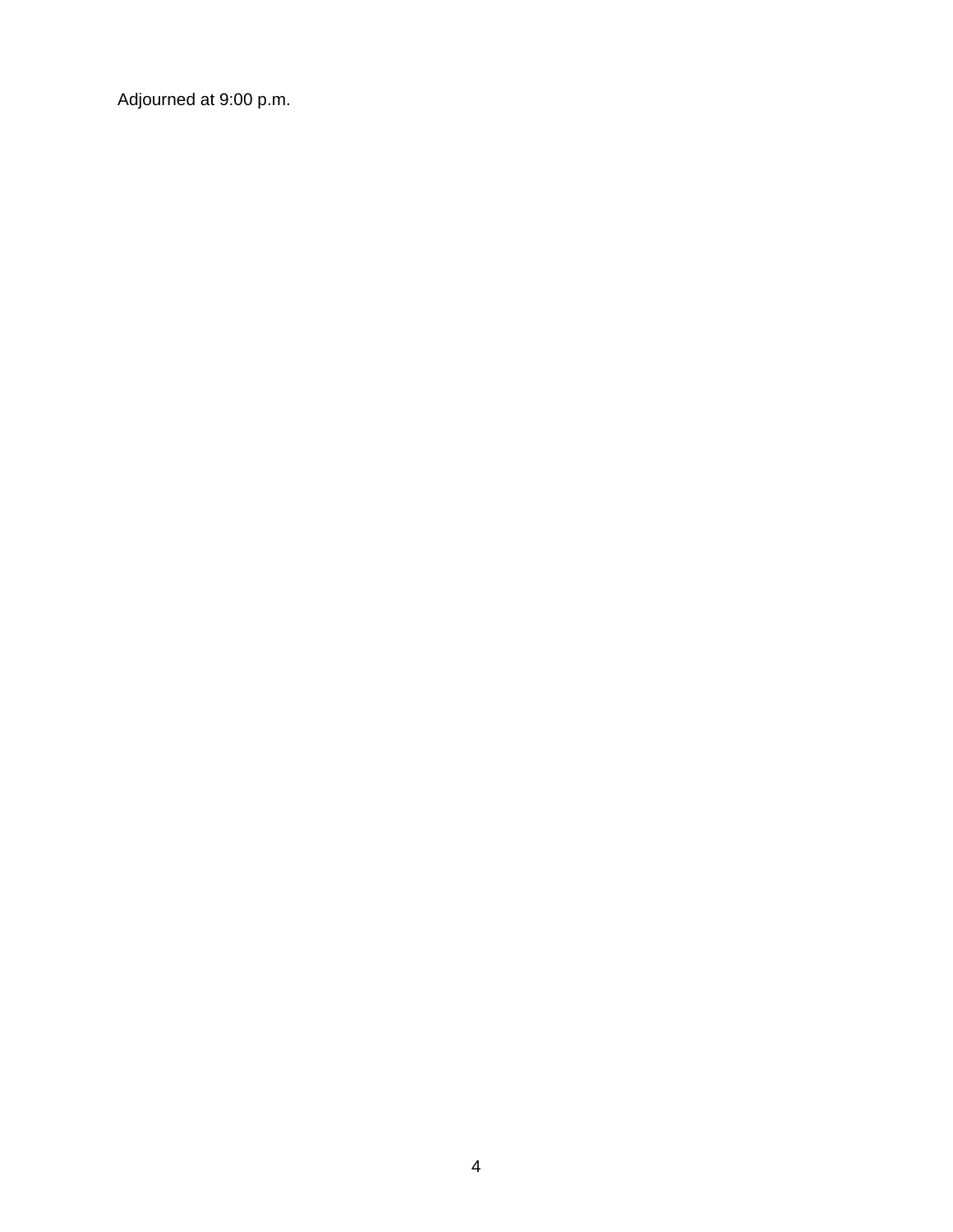Adjourned at 9:00 p.m.